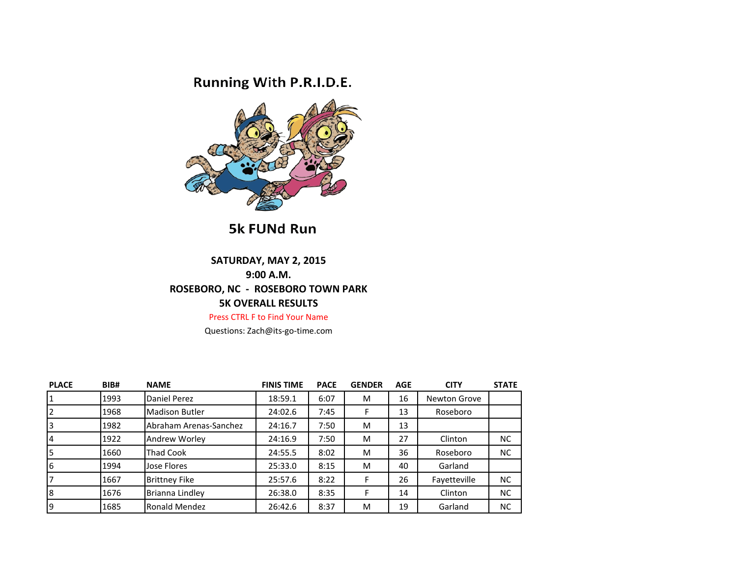# Running With P.R.I.D.E.

## 5k FUNd Run

**SATURDAY, MAY 2, 2015**
**9:00 A.M.**
**ROSEBORO, NC - ROSEBORO TOWN PARK**
**5K OVERALL RESULTS**

Press CTRL F to Find Your Name

Questions: Zach@its-go-time.com

| PLACE | BIB# | NAME | FINIS TIME | PACE | GENDER | AGE | CITY | STATE |
|---|---|---|---|---|---|---|---|---|
| 1 | 1993 | Daniel Perez | 18:59.1 | 6:07 | M | 16 | Newton Grove | |
| 2 | 1968 | Madison Butler | 24:02.6 | 7:45 | F | 13 | Roseboro | |
| 3 | 1982 | Abraham Arenas-Sanchez | 24:16.7 | 7:50 | M | 13 | | |
| 4 | 1922 | Andrew Worley | 24:16.9 | 7:50 | M | 27 | Clinton | NC |
| 5 | 1660 | Thad Cook | 24:55.5 | 8:02 | M | 36 | Roseboro | NC |
| 6 | 1994 | Jose Flores | 25:33.0 | 8:15 | M | 40 | Garland | |
| 7 | 1667 | Brittney Fike | 25:57.6 | 8:22 | F | 26 | Fayetteville | NC |
| 8 | 1676 | Brianna Lindley | 26:38.0 | 8:35 | F | 14 | Clinton | NC |
| 9 | 1685 | Ronald Mendez | 26:42.6 | 8:37 | M | 19 | Garland | NC |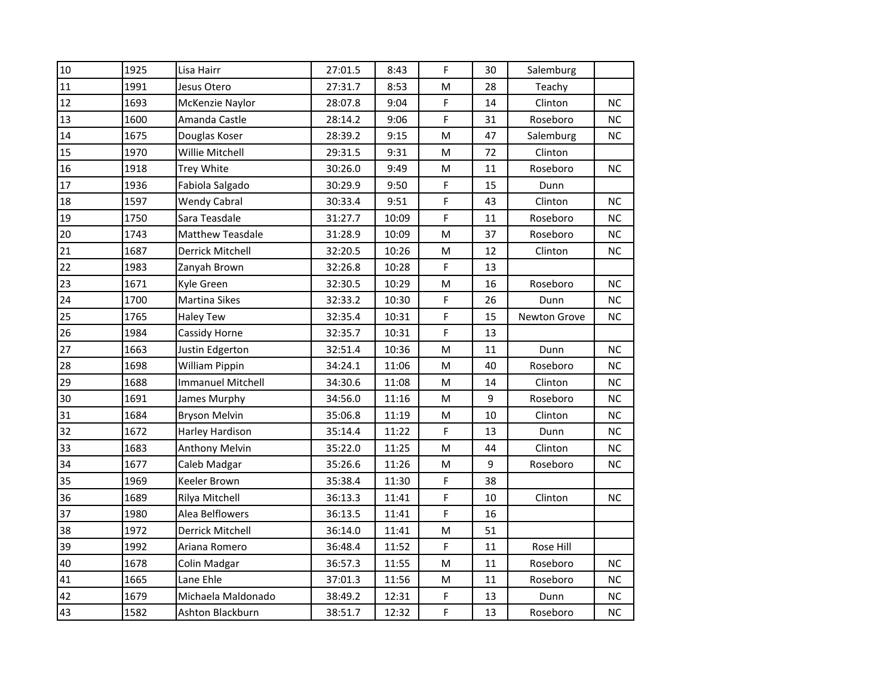|  |  |  |  |  |  |  |  |  |
|---|---|---|---|---|---|---|---|---|
| 10 | 1925 | Lisa Hairr | 27:01.5 | 8:43 | F | 30 | Salemburg |  |
| 11 | 1991 | Jesus Otero | 27:31.7 | 8:53 | M | 28 | Teachy |  |
| 12 | 1693 | McKenzie Naylor | 28:07.8 | 9:04 | F | 14 | Clinton | NC |
| 13 | 1600 | Amanda Castle | 28:14.2 | 9:06 | F | 31 | Roseboro | NC |
| 14 | 1675 | Douglas Koser | 28:39.2 | 9:15 | M | 47 | Salemburg | NC |
| 15 | 1970 | Willie Mitchell | 29:31.5 | 9:31 | M | 72 | Clinton |  |
| 16 | 1918 | Trey White | 30:26.0 | 9:49 | M | 11 | Roseboro | NC |
| 17 | 1936 | Fabiola Salgado | 30:29.9 | 9:50 | F | 15 | Dunn |  |
| 18 | 1597 | Wendy Cabral | 30:33.4 | 9:51 | F | 43 | Clinton | NC |
| 19 | 1750 | Sara Teasdale | 31:27.7 | 10:09 | F | 11 | Roseboro | NC |
| 20 | 1743 | Matthew Teasdale | 31:28.9 | 10:09 | M | 37 | Roseboro | NC |
| 21 | 1687 | Derrick Mitchell | 32:20.5 | 10:26 | M | 12 | Clinton | NC |
| 22 | 1983 | Zanyah Brown | 32:26.8 | 10:28 | F | 13 |  |  |
| 23 | 1671 | Kyle Green | 32:30.5 | 10:29 | M | 16 | Roseboro | NC |
| 24 | 1700 | Martina Sikes | 32:33.2 | 10:30 | F | 26 | Dunn | NC |
| 25 | 1765 | Haley Tew | 32:35.4 | 10:31 | F | 15 | Newton Grove | NC |
| 26 | 1984 | Cassidy Horne | 32:35.7 | 10:31 | F | 13 |  |  |
| 27 | 1663 | Justin Edgerton | 32:51.4 | 10:36 | M | 11 | Dunn | NC |
| 28 | 1698 | William Pippin | 34:24.1 | 11:06 | M | 40 | Roseboro | NC |
| 29 | 1688 | Immanuel Mitchell | 34:30.6 | 11:08 | M | 14 | Clinton | NC |
| 30 | 1691 | James Murphy | 34:56.0 | 11:16 | M | 9 | Roseboro | NC |
| 31 | 1684 | Bryson Melvin | 35:06.8 | 11:19 | M | 10 | Clinton | NC |
| 32 | 1672 | Harley Hardison | 35:14.4 | 11:22 | F | 13 | Dunn | NC |
| 33 | 1683 | Anthony Melvin | 35:22.0 | 11:25 | M | 44 | Clinton | NC |
| 34 | 1677 | Caleb Madgar | 35:26.6 | 11:26 | M | 9 | Roseboro | NC |
| 35 | 1969 | Keeler Brown | 35:38.4 | 11:30 | F | 38 |  |  |
| 36 | 1689 | Rilya Mitchell | 36:13.3 | 11:41 | F | 10 | Clinton | NC |
| 37 | 1980 | Alea Belflowers | 36:13.5 | 11:41 | F | 16 |  |  |
| 38 | 1972 | Derrick Mitchell | 36:14.0 | 11:41 | M | 51 |  |  |
| 39 | 1992 | Ariana Romero | 36:48.4 | 11:52 | F | 11 | Rose Hill |  |
| 40 | 1678 | Colin Madgar | 36:57.3 | 11:55 | M | 11 | Roseboro | NC |
| 41 | 1665 | Lane Ehle | 37:01.3 | 11:56 | M | 11 | Roseboro | NC |
| 42 | 1679 | Michaela Maldonado | 38:49.2 | 12:31 | F | 13 | Dunn | NC |
| 43 | 1582 | Ashton Blackburn | 38:51.7 | 12:32 | F | 13 | Roseboro | NC |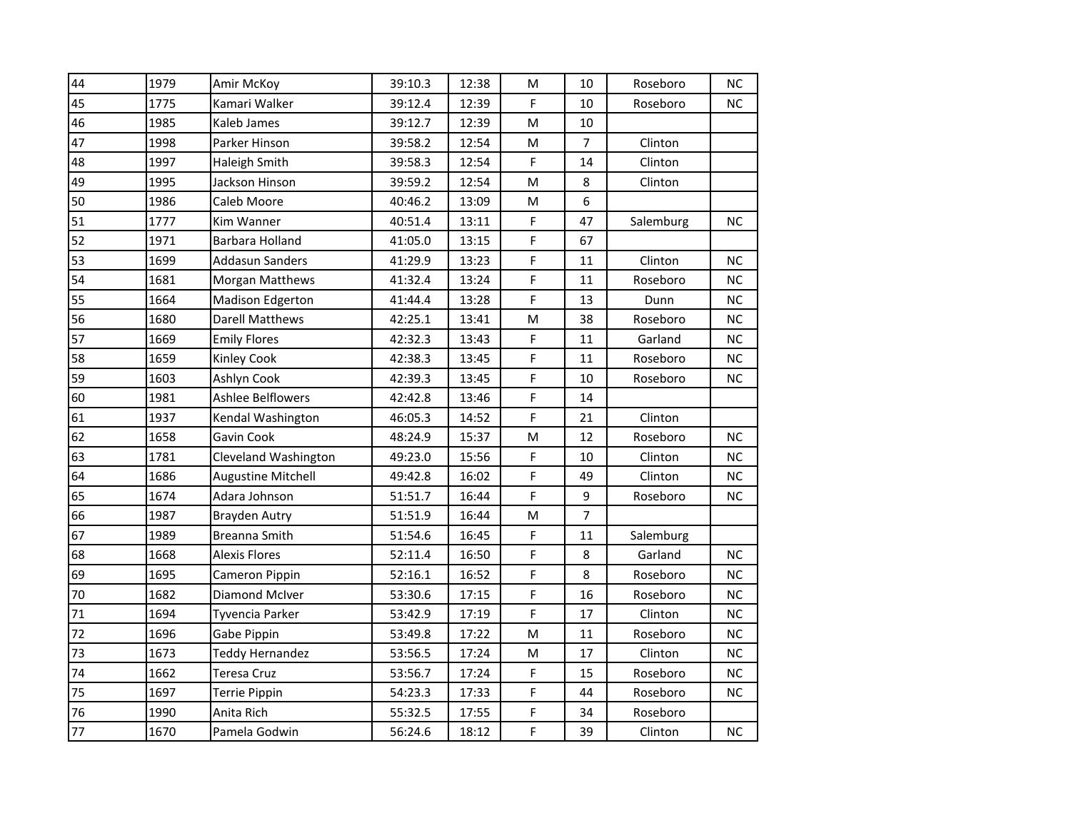| 44 | 1979 | Amir McKoy | 39:10.3 | 12:38 | M | 10 | Roseboro | NC |
|---|---|---|---|---|---|---|---|---|
| 45 | 1775 | Kamari Walker | 39:12.4 | 12:39 | F | 10 | Roseboro | NC |
| 46 | 1985 | Kaleb James | 39:12.7 | 12:39 | M | 10 | | |
| 47 | 1998 | Parker Hinson | 39:58.2 | 12:54 | M | 7 | Clinton | |
| 48 | 1997 | Haleigh Smith | 39:58.3 | 12:54 | F | 14 | Clinton | |
| 49 | 1995 | Jackson Hinson | 39:59.2 | 12:54 | M | 8 | Clinton | |
| 50 | 1986 | Caleb Moore | 40:46.2 | 13:09 | M | 6 | | |
| 51 | 1777 | Kim Wanner | 40:51.4 | 13:11 | F | 47 | Salemburg | NC |
| 52 | 1971 | Barbara Holland | 41:05.0 | 13:15 | F | 67 | | |
| 53 | 1699 | Addasun Sanders | 41:29.9 | 13:23 | F | 11 | Clinton | NC |
| 54 | 1681 | Morgan Matthews | 41:32.4 | 13:24 | F | 11 | Roseboro | NC |
| 55 | 1664 | Madison Edgerton | 41:44.4 | 13:28 | F | 13 | Dunn | NC |
| 56 | 1680 | Darell Matthews | 42:25.1 | 13:41 | M | 38 | Roseboro | NC |
| 57 | 1669 | Emily Flores | 42:32.3 | 13:43 | F | 11 | Garland | NC |
| 58 | 1659 | Kinley Cook | 42:38.3 | 13:45 | F | 11 | Roseboro | NC |
| 59 | 1603 | Ashlyn Cook | 42:39.3 | 13:45 | F | 10 | Roseboro | NC |
| 60 | 1981 | Ashlee Belflowers | 42:42.8 | 13:46 | F | 14 | | |
| 61 | 1937 | Kendal Washington | 46:05.3 | 14:52 | F | 21 | Clinton | |
| 62 | 1658 | Gavin Cook | 48:24.9 | 15:37 | M | 12 | Roseboro | NC |
| 63 | 1781 | Cleveland Washington | 49:23.0 | 15:56 | F | 10 | Clinton | NC |
| 64 | 1686 | Augustine Mitchell | 49:42.8 | 16:02 | F | 49 | Clinton | NC |
| 65 | 1674 | Adara Johnson | 51:51.7 | 16:44 | F | 9 | Roseboro | NC |
| 66 | 1987 | Brayden Autry | 51:51.9 | 16:44 | M | 7 | | |
| 67 | 1989 | Breanna Smith | 51:54.6 | 16:45 | F | 11 | Salemburg | |
| 68 | 1668 | Alexis Flores | 52:11.4 | 16:50 | F | 8 | Garland | NC |
| 69 | 1695 | Cameron Pippin | 52:16.1 | 16:52 | F | 8 | Roseboro | NC |
| 70 | 1682 | Diamond McIver | 53:30.6 | 17:15 | F | 16 | Roseboro | NC |
| 71 | 1694 | Tyvencia Parker | 53:42.9 | 17:19 | F | 17 | Clinton | NC |
| 72 | 1696 | Gabe Pippin | 53:49.8 | 17:22 | M | 11 | Roseboro | NC |
| 73 | 1673 | Teddy Hernandez | 53:56.5 | 17:24 | M | 17 | Clinton | NC |
| 74 | 1662 | Teresa Cruz | 53:56.7 | 17:24 | F | 15 | Roseboro | NC |
| 75 | 1697 | Terrie Pippin | 54:23.3 | 17:33 | F | 44 | Roseboro | NC |
| 76 | 1990 | Anita Rich | 55:32.5 | 17:55 | F | 34 | Roseboro | |
| 77 | 1670 | Pamela Godwin | 56:24.6 | 18:12 | F | 39 | Clinton | NC |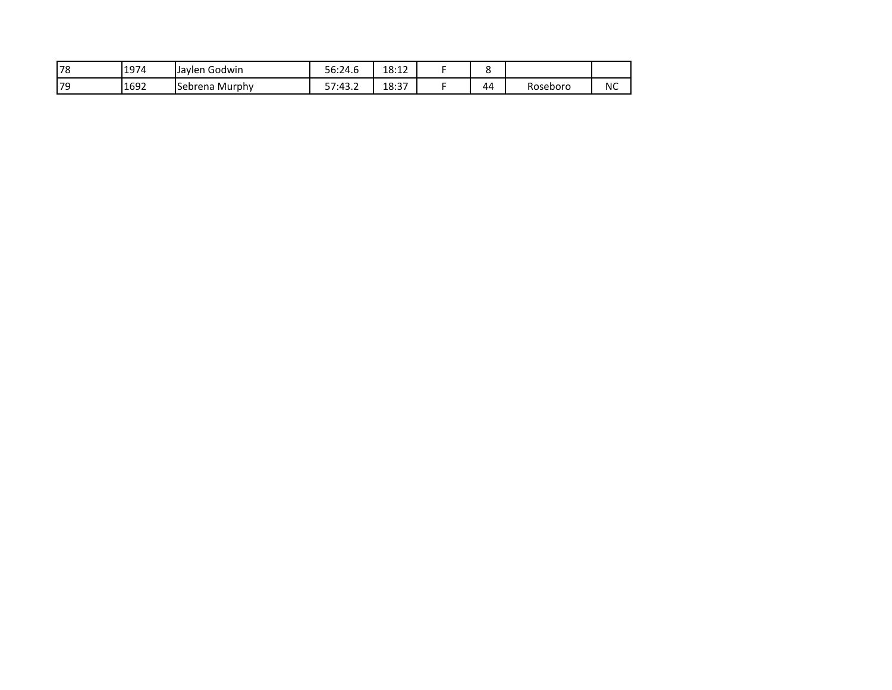| | | | | | | | | |
|---|---|---|---|---|---|---|---|---|
| 78 | 1974 | Jaylen Godwin | 56:24.6 | 18:12 | F | 8 | | |
| 79 | 1692 | Sebrena Murphy | 57:43.2 | 18:37 | F | 44 | Roseboro | NC |